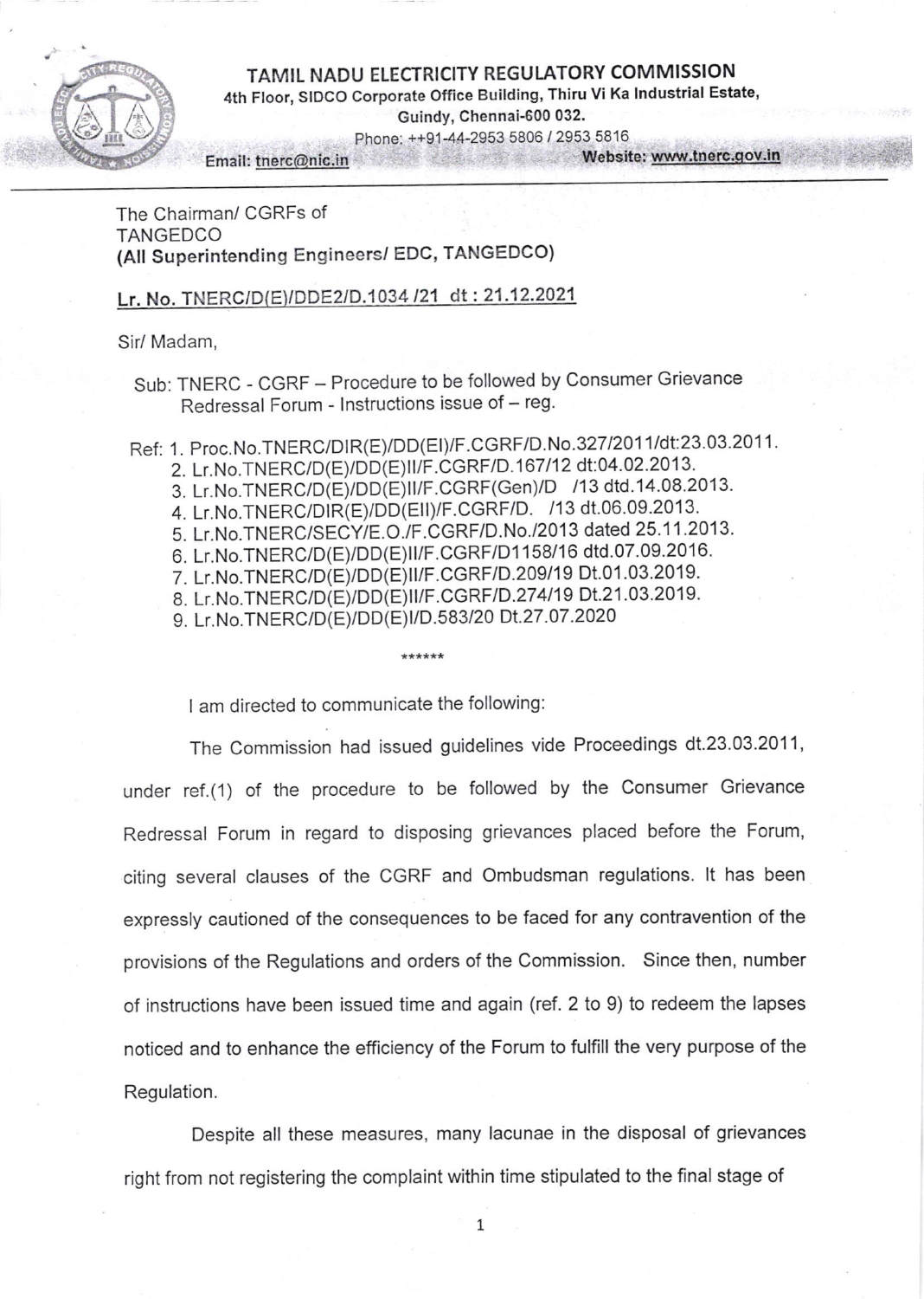# TAMIL NADU ELECTRICITY REGULATORY COMMISSION

4th Floor, SIDCO Corporate Office Building, Thiru Vi Ka Industrial Estate,
Guindy, Chennai-600 032.
Phone: ++91-44-2953 5806 / 2953 5816
Email: tnerc@nic.in Website: www.tnerc.gov.in

---

The Chairman/ CGRFs of
TANGEDCO
**(All Superintending Engineers/ EDC, TANGEDCO)**

**Lr. No. TNERC/D(E)/DDE2/D.1034 /21 dt : 21.12.2021**

Sir/ Madam,

Sub: TNERC - CGRF – Procedure to be followed by Consumer Grievance Redressal Forum - Instructions issue of – reg.

Ref: 1. Proc.No.TNERC/DIR(E)/DD(EI)/F.CGRF/D.No.327/2011/dt:23.03.2011.
2. Lr.No.TNERC/D(E)/DD(E)II/F.CGRF/D.167/12 dt:04.02.2013.
3. Lr.No.TNERC/D(E)/DD(E)II/F.CGRF(Gen)/D /13 dtd.14.08.2013.
4. Lr.No.TNERC/DIR(E)/DD(EII)/F.CGRF/D. /13 dt.06.09.2013.
5. Lr.No.TNERC/SECY/E.O./F.CGRF/D.No./2013 dated 25.11.2013.
6. Lr.No.TNERC/D(E)/DD(E)II/F.CGRF/D1158/16 dtd.07.09.2016.
7. Lr.No.TNERC/D(E)/DD(E)II/F.CGRF/D.209/19 Dt.01.03.2019.
8. Lr.No.TNERC/D(E)/DD(E)II/F.CGRF/D.274/19 Dt.21.03.2019.
9. Lr.No.TNERC/D(E)/DD(E)I/D.583/20 Dt.27.07.2020

******

I am directed to communicate the following:

The Commission had issued guidelines vide Proceedings dt.23.03.2011, under ref.(1) of the procedure to be followed by the Consumer Grievance Redressal Forum in regard to disposing grievances placed before the Forum, citing several clauses of the CGRF and Ombudsman regulations. It has been expressly cautioned of the consequences to be faced for any contravention of the provisions of the Regulations and orders of the Commission. Since then, number of instructions have been issued time and again (ref. 2 to 9) to redeem the lapses noticed and to enhance the efficiency of the Forum to fulfill the very purpose of the Regulation.

Despite all these measures, many lacunae in the disposal of grievances right from not registering the complaint within time stipulated to the final stage of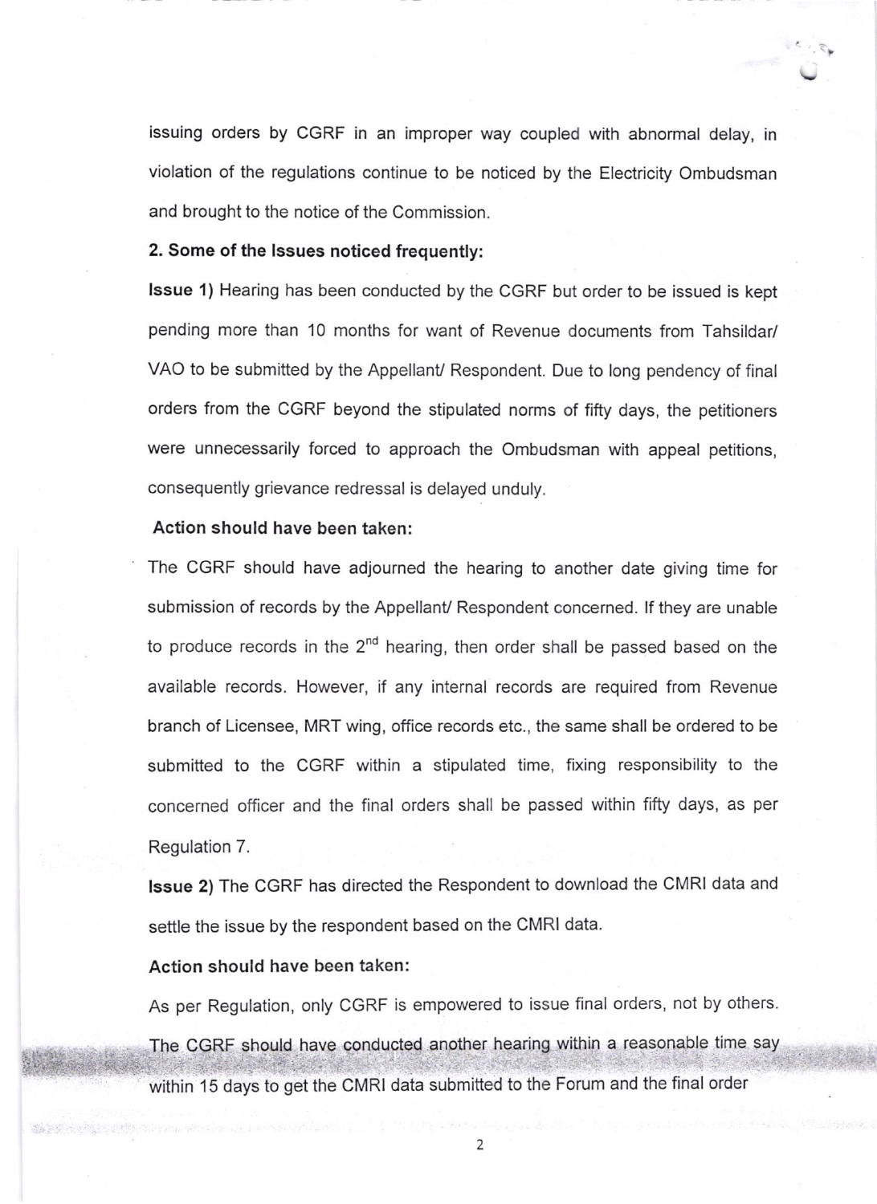issuing orders by CGRF in an improper way coupled with abnormal delay, in violation of the regulations continue to be noticed by the Electricity Ombudsman and brought to the notice of the Commission.

**2. Some of the Issues noticed frequently:**

**Issue 1)** Hearing has been conducted by the CGRF but order to be issued is kept pending more than 10 months for want of Revenue documents from Tahsildar/ VAO to be submitted by the Appellant/ Respondent. Due to long pendency of final orders from the CGRF beyond the stipulated norms of fifty days, the petitioners were unnecessarily forced to approach the Ombudsman with appeal petitions, consequently grievance redressal is delayed unduly.

**Action should have been taken:**

The CGRF should have adjourned the hearing to another date giving time for submission of records by the Appellant/ Respondent concerned. If they are unable to produce records in the 2nd hearing, then order shall be passed based on the available records. However, if any internal records are required from Revenue branch of Licensee, MRT wing, office records etc., the same shall be ordered to be submitted to the CGRF within a stipulated time, fixing responsibility to the concerned officer and the final orders shall be passed within fifty days, as per Regulation 7.

**Issue 2)** The CGRF has directed the Respondent to download the CMRI data and settle the issue by the respondent based on the CMRI data.

**Action should have been taken:**

As per Regulation, only CGRF is empowered to issue final orders, not by others. The CGRF should have conducted another hearing within a reasonable time say within 15 days to get the CMRI data submitted to the Forum and the final order